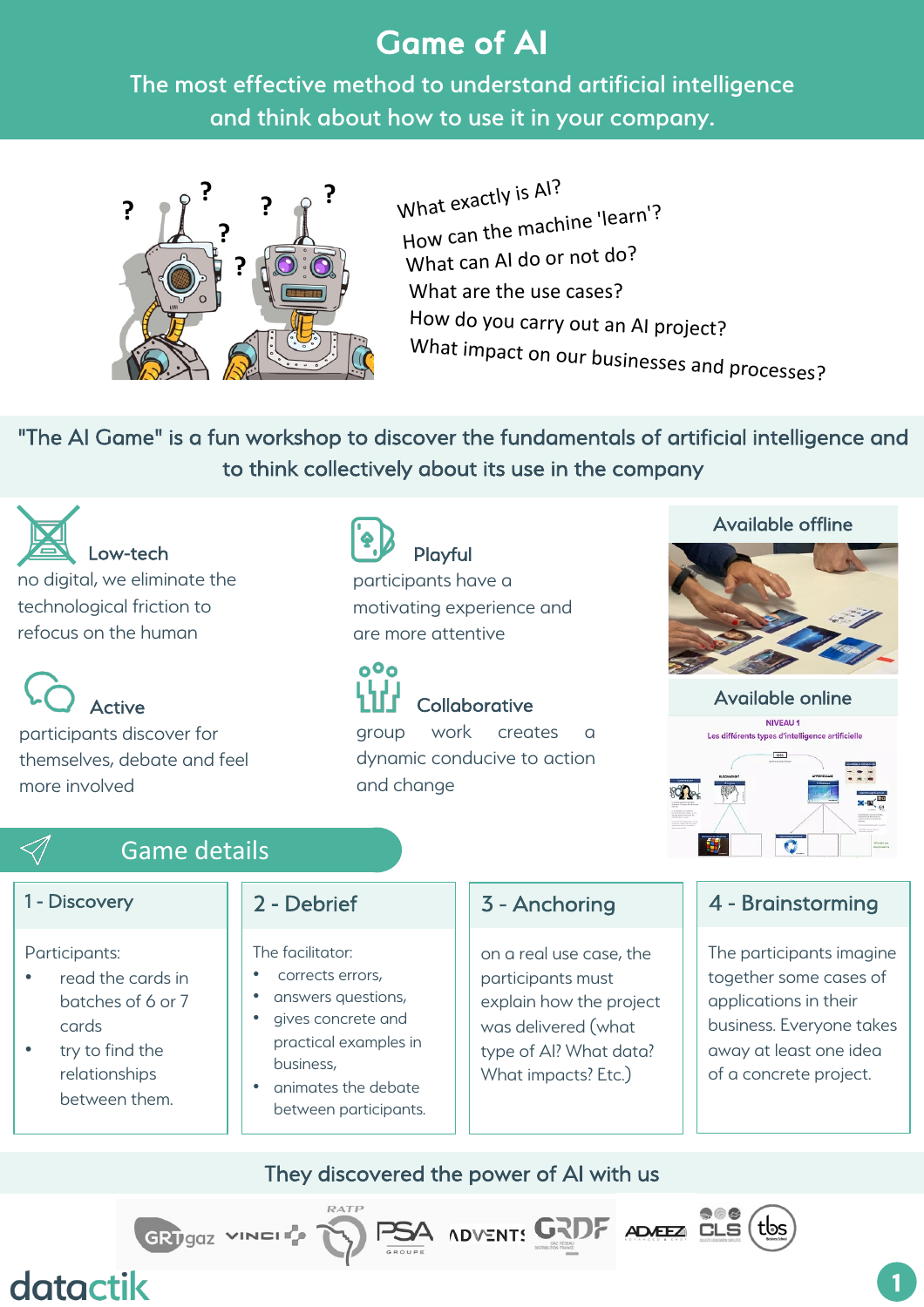# Game of AI

The most effective method to understand artificial intelligence and think about how to use it in your company.

What exactly is AI?
How can the machine 'learn'?
What can AI do or not do?
What are the use cases?
How do you carry out an AI project?
What impact on our businesses and processes?

## "The AI Game" is a fun workshop to discover the fundamentals of artificial intelligence and to think collectively about its use in the company

**Low-tech**
no digital, we eliminate the technological friction to refocus on the human

**Playful**
participants have a motivating experience and are more attentive

**Active**
participants discover for themselves, debate and feel more involved

**Collaborative**
group work creates a dynamic conducive to action and change

Available offline

Available online

## Game details

### 1 - Discovery

Participants:

- read the cards in batches of 6 or 7 cards
- try to find the relationships between them.

### 2 - Debrief

The facilitator:

- corrects errors,
- answers questions,
- gives concrete and practical examples in business,
- animates the debate between participants.

### 3 - Anchoring

on a real use case, the participants must explain how the project was delivered (what type of AI? What data? What impacts? Etc.)

### 4 - Brainstorming

The participants imagine together some cases of applications in their business. Everyone takes away at least one idea of a concrete project.

## They discovered the power of AI with us

GRTgaz, VINCI, RATP, PSA Groupe, ADVENTS, GRDF, ADVEEZ, CLS, tbs

datactik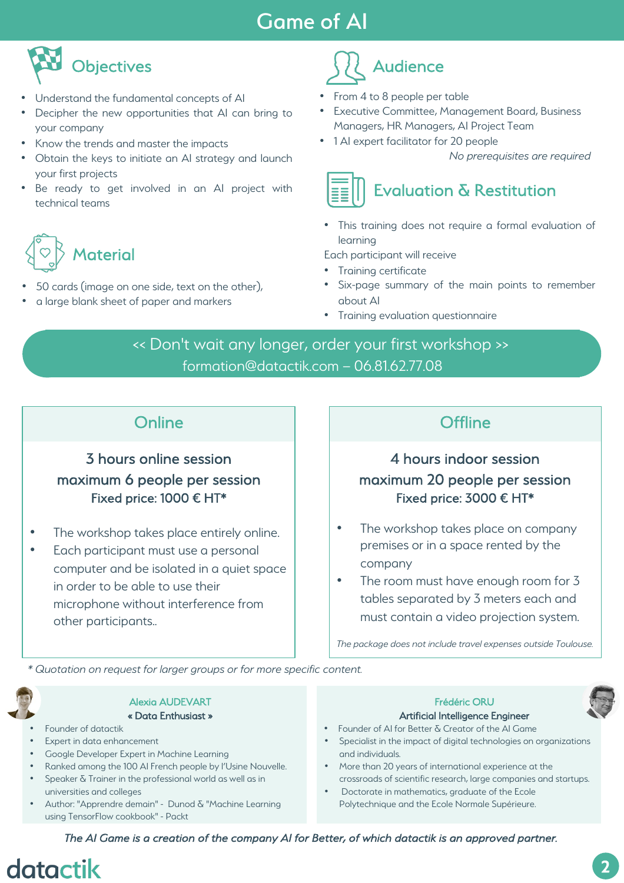# Game of AI

## Objectives

- Understand the fundamental concepts of AI
- Decipher the new opportunities that AI can bring to your company
- Know the trends and master the impacts
- Obtain the keys to initiate an AI strategy and launch your first projects
- Be ready to get involved in an AI project with technical teams

## Material

- 50 cards (image on one side, text on the other),
- a large blank sheet of paper and markers

## Audience

- From 4 to 8 people per table
- Executive Committee, Management Board, Business Managers, HR Managers, AI Project Team
- 1 AI expert facilitator for 20 people

*No prerequisites are required*

## Evaluation & Restitution

- This training does not require a formal evaluation of learning

Each participant will receive

- Training certificate
- Six-page summary of the main points to remember about AI
- Training evaluation questionnaire

<< Don't wait any longer, order your first workshop >>
formation@datactik.com – 06.81.62.77.08

## Online

**3 hours online session**
**maximum 6 people per session**
**Fixed price: 1000 € HT***

- The workshop takes place entirely online.
- Each participant must use a personal computer and be isolated in a quiet space in order to be able to use their microphone without interference from other participants..

## Offline

**4 hours indoor session**
**maximum 20 people per session**
**Fixed price: 3000 € HT***

- The workshop takes place on company premises or in a space rented by the company
- The room must have enough room for 3 tables separated by 3 meters each and must contain a video projection system.

*The package does not include travel expenses outside Toulouse.*

*\* Quotation on request for larger groups or for more specific content.*

**Alexia AUDEVART**
**« Data Enthusiast »**

- Founder of datactik
- Expert in data enhancement
- Google Developer Expert in Machine Learning
- Ranked among the 100 AI French people by l'Usine Nouvelle.
- Speaker & Trainer in the professional world as well as in universities and colleges
- Author: "Apprendre demain" - Dunod & "Machine Learning using TensorFlow cookbook" - Packt

**Frédéric ORU**
**Artificial Intelligence Engineer**

- Founder of AI for Better & Creator of the AI Game
- Specialist in the impact of digital technologies on organizations and individuals.
- More than 20 years of international experience at the crossroads of scientific research, large companies and startups.
- Doctorate in mathematics, graduate of the Ecole Polytechnique and the Ecole Normale Supérieure.

***The AI Game is a creation of the company AI for Better, of which datactik is an approved partner.***

datactik